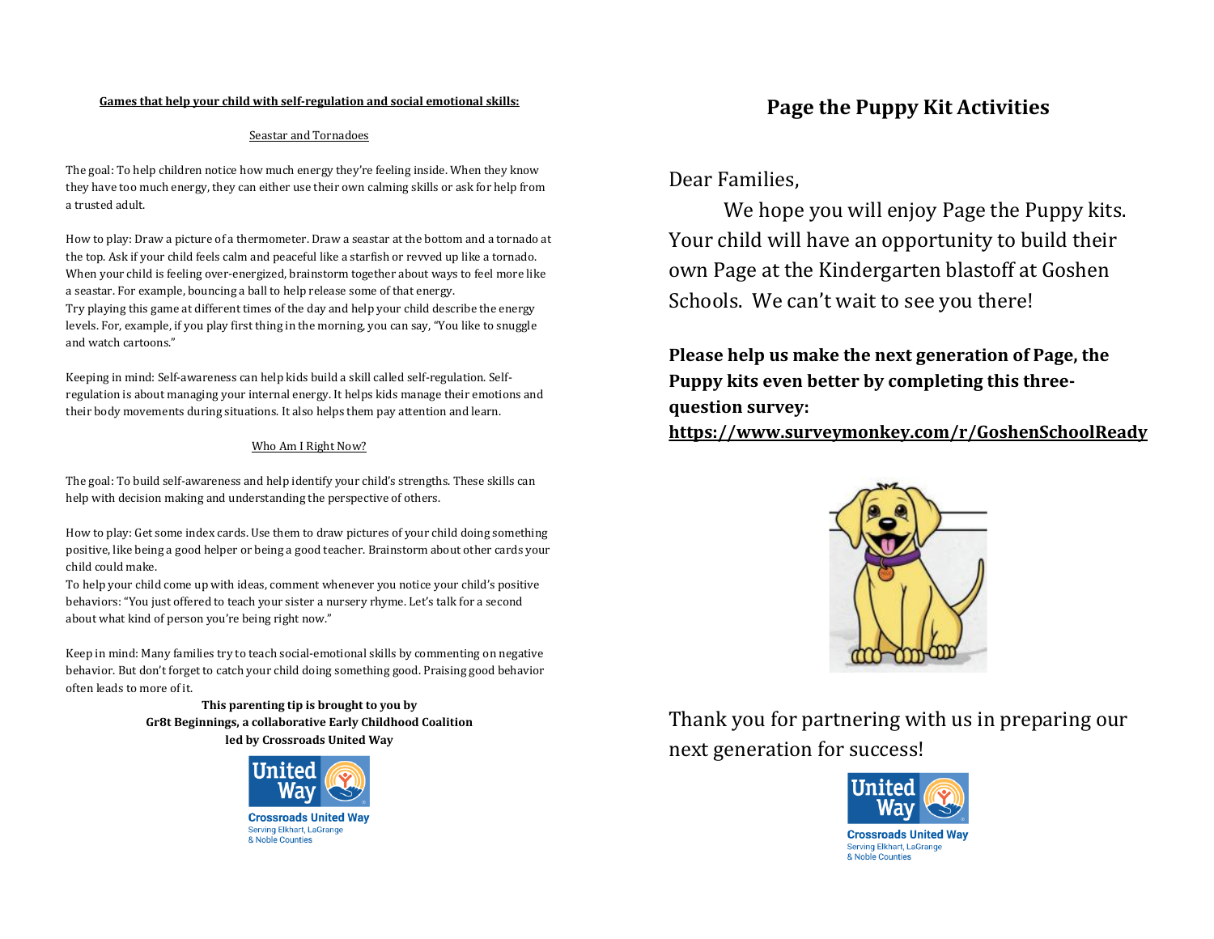**Games that help your child with self-regulation and social emotional skills:**

Seastar and Tornadoes

The goal: To help children notice how much energy they're feeling inside. When they know they have too much energy, they can either use their own calming skills or ask for help from a trusted adult.

How to play: Draw a picture of a thermometer. Draw a seastar at the bottom and a tornado at the top. Ask if your child feels calm and peaceful like a starfish or revved up like a tornado. When your child is feeling over-energized, brainstorm together about ways to feel more like a seastar. For example, bouncing a ball to help release some of that energy.
Try playing this game at different times of the day and help your child describe the energy levels. For, example, if you play first thing in the morning, you can say, "You like to snuggle and watch cartoons."

Keeping in mind: Self-awareness can help kids build a skill called self-regulation. Self-regulation is about managing your internal energy. It helps kids manage their emotions and their body movements during situations. It also helps them pay attention and learn.

Who Am I Right Now?

The goal: To build self-awareness and help identify your child's strengths. These skills can help with decision making and understanding the perspective of others.

How to play: Get some index cards. Use them to draw pictures of your child doing something positive, like being a good helper or being a good teacher. Brainstorm about other cards your child could make.
To help your child come up with ideas, comment whenever you notice your child's positive behaviors: "You just offered to teach your sister a nursery rhyme. Let's talk for a second about what kind of person you're being right now."

Keep in mind: Many families try to teach social-emotional skills by commenting on negative behavior. But don't forget to catch your child doing something good. Praising good behavior often leads to more of it.

**This parenting tip is brought to you by**
**Gr8t Beginnings, a collaborative Early Childhood Coalition**
**led by Crossroads United Way**

United Way
Crossroads United Way
Serving Elkhart, LaGrange & Noble Counties

# Page the Puppy Kit Activities

Dear Families,

We hope you will enjoy Page the Puppy kits. Your child will have an opportunity to build their own Page at the Kindergarten blastoff at Goshen Schools. We can't wait to see you there!

**Please help us make the next generation of Page, the Puppy kits even better by completing this three-question survey:**
**https://www.surveymonkey.com/r/GoshenSchoolReady**

Thank you for partnering with us in preparing our next generation for success!

United Way
Crossroads United Way
Serving Elkhart, LaGrange & Noble Counties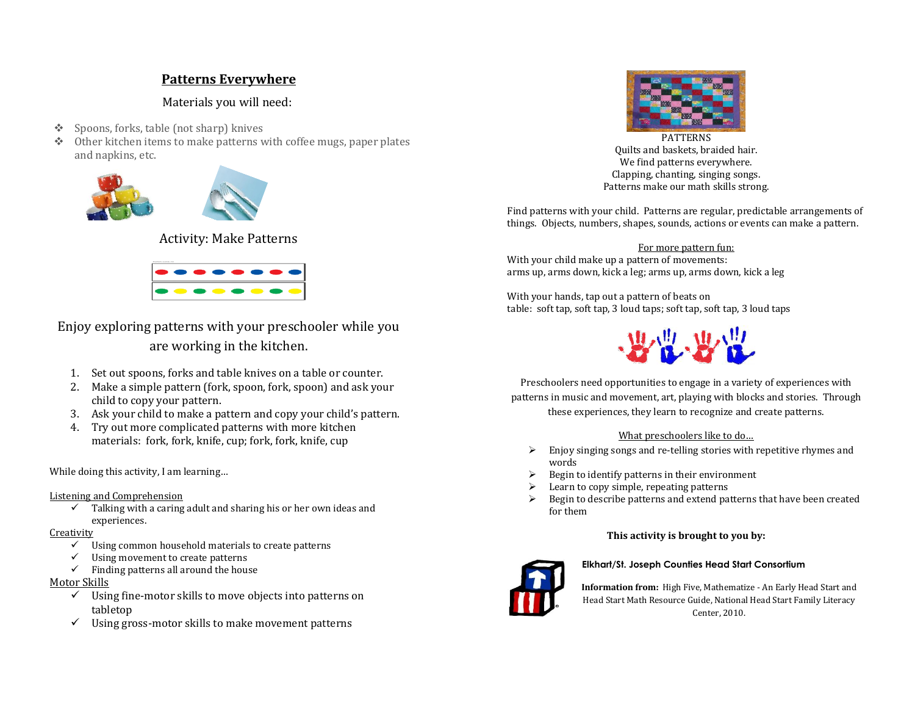## Patterns Everywhere

Materials you will need:

- Spoons, forks, table (not sharp) knives
- Other kitchen items to make patterns with coffee mugs, paper plates and napkins, etc.

Activity: Make Patterns

Enjoy exploring patterns with your preschooler while you are working in the kitchen.

1. Set out spoons, forks and table knives on a table or counter.
2. Make a simple pattern (fork, spoon, fork, spoon) and ask your child to copy your pattern.
3. Ask your child to make a pattern and copy your child's pattern.
4. Try out more complicated patterns with more kitchen materials: fork, fork, knife, cup; fork, fork, knife, cup

While doing this activity, I am learning…

Listening and Comprehension

- ✓ Talking with a caring adult and sharing his or her own ideas and experiences.

Creativity

- ✓ Using common household materials to create patterns
- ✓ Using movement to create patterns
- ✓ Finding patterns all around the house

Motor Skills

- ✓ Using fine-motor skills to move objects into patterns on tabletop
- ✓ Using gross-motor skills to make movement patterns

PATTERNS
Quilts and baskets, braided hair.
We find patterns everywhere.
Clapping, chanting, singing songs.
Patterns make our math skills strong.

Find patterns with your child. Patterns are regular, predictable arrangements of things. Objects, numbers, shapes, sounds, actions or events can make a pattern.

For more pattern fun:

With your child make up a pattern of movements:
arms up, arms down, kick a leg; arms up, arms down, kick a leg

With your hands, tap out a pattern of beats on table: soft tap, soft tap, 3 loud taps; soft tap, soft tap, 3 loud taps

Preschoolers need opportunities to engage in a variety of experiences with patterns in music and movement, art, playing with blocks and stories. Through these experiences, they learn to recognize and create patterns.

What preschoolers like to do…

- Enjoy singing songs and re-telling stories with repetitive rhymes and words
- Begin to identify patterns in their environment
- Learn to copy simple, repeating patterns
- Begin to describe patterns and extend patterns that have been created for them

**This activity is brought to you by:**

**Elkhart/St. Joseph Counties Head Start Consortium**

**Information from:** High Five, Mathematize - An Early Head Start and Head Start Math Resource Guide, National Head Start Family Literacy Center, 2010.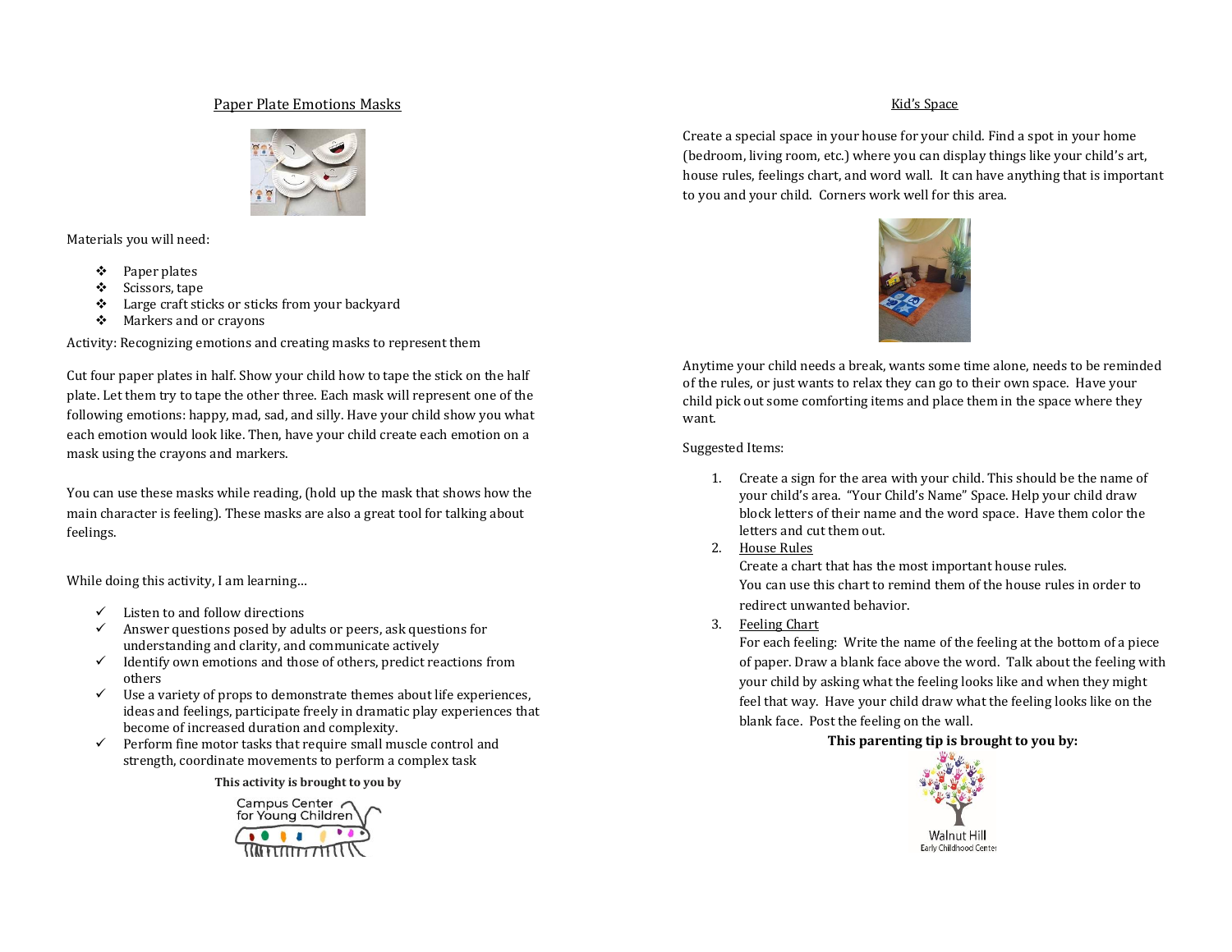## Paper Plate Emotions Masks

Materials you will need:

- Paper plates
- Scissors, tape
- Large craft sticks or sticks from your backyard
- Markers and or crayons

Activity: Recognizing emotions and creating masks to represent them

Cut four paper plates in half. Show your child how to tape the stick on the half plate. Let them try to tape the other three. Each mask will represent one of the following emotions: happy, mad, sad, and silly. Have your child show you what each emotion would look like. Then, have your child create each emotion on a mask using the crayons and markers.

You can use these masks while reading, (hold up the mask that shows how the main character is feeling). These masks are also a great tool for talking about feelings.

While doing this activity, I am learning…

- ✓ Listen to and follow directions
- ✓ Answer questions posed by adults or peers, ask questions for understanding and clarity, and communicate actively
- ✓ Identify own emotions and those of others, predict reactions from others
- ✓ Use a variety of props to demonstrate themes about life experiences, ideas and feelings, participate freely in dramatic play experiences that become of increased duration and complexity.
- ✓ Perform fine motor tasks that require small muscle control and strength, coordinate movements to perform a complex task

**This activity is brought to you by**

Campus Center for Young Children

## Kid's Space

Create a special space in your house for your child. Find a spot in your home (bedroom, living room, etc.) where you can display things like your child's art, house rules, feelings chart, and word wall. It can have anything that is important to you and your child. Corners work well for this area.

Anytime your child needs a break, wants some time alone, needs to be reminded of the rules, or just wants to relax they can go to their own space. Have your child pick out some comforting items and place them in the space where they want.

Suggested Items:

1. Create a sign for the area with your child. This should be the name of your child's area. "Your Child's Name" Space. Help your child draw block letters of their name and the word space. Have them color the letters and cut them out.
2. House Rules
   Create a chart that has the most important house rules.
   You can use this chart to remind them of the house rules in order to redirect unwanted behavior.
3. Feeling Chart
   For each feeling: Write the name of the feeling at the bottom of a piece of paper. Draw a blank face above the word. Talk about the feeling with your child by asking what the feeling looks like and when they might feel that way. Have your child draw what the feeling looks like on the blank face. Post the feeling on the wall.

**This parenting tip is brought to you by:**

Walnut Hill Early Childhood Center